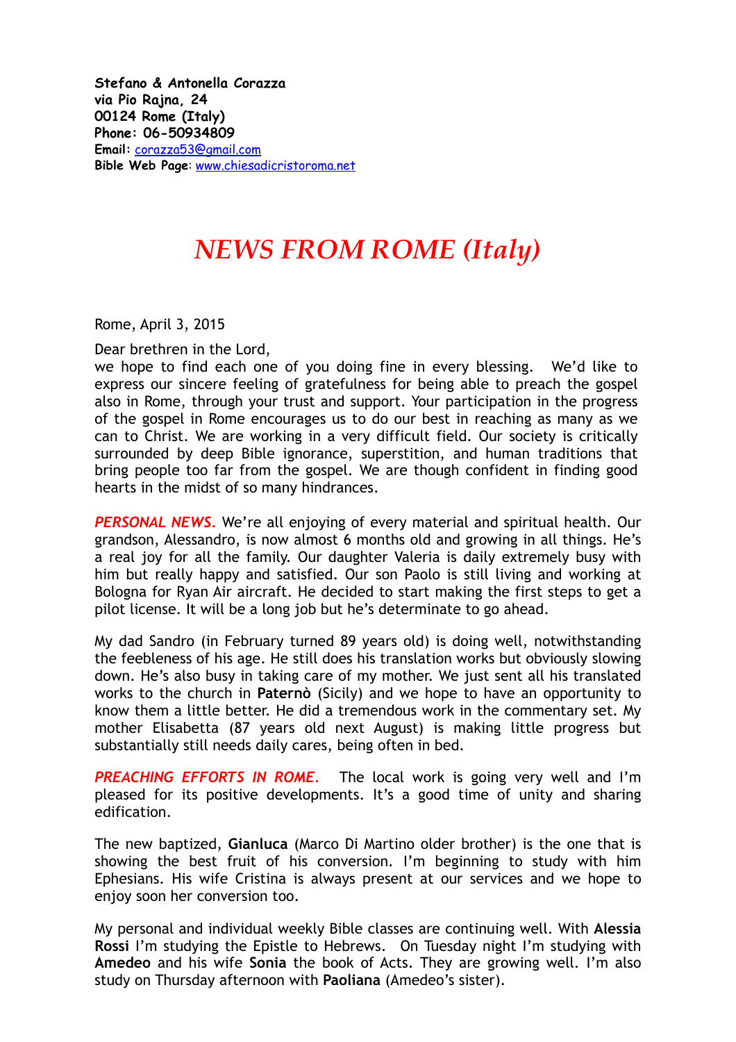**Stefano & Antonella Corazza**
**via Pio Rajna, 24**
**00124 Rome (Italy)**
**Phone: 06-50934809**
**Email:** corazza53@gmail.com
**Bible Web Page**: www.chiesadicristoroma.net

# *NEWS FROM ROME (Italy)*

Rome, April 3, 2015

Dear brethren in the Lord,
we hope to find each one of you doing fine in every blessing. We'd like to express our sincere feeling of gratefulness for being able to preach the gospel also in Rome, through your trust and support. Your participation in the progress of the gospel in Rome encourages us to do our best in reaching as many as we can to Christ. We are working in a very difficult field. Our society is critically surrounded by deep Bible ignorance, superstition, and human traditions that bring people too far from the gospel. We are though confident in finding good hearts in the midst of so many hindrances.

***PERSONAL NEWS.*** We're all enjoying of every material and spiritual health. Our grandson, Alessandro, is now almost 6 months old and growing in all things. He's a real joy for all the family. Our daughter Valeria is daily extremely busy with him but really happy and satisfied. Our son Paolo is still living and working at Bologna for Ryan Air aircraft. He decided to start making the first steps to get a pilot license. It will be a long job but he's determinate to go ahead.

My dad Sandro (in February turned 89 years old) is doing well, notwithstanding the feebleness of his age. He still does his translation works but obviously slowing down. He's also busy in taking care of my mother. We just sent all his translated works to the church in **Paternò** (Sicily) and we hope to have an opportunity to know them a little better. He did a tremendous work in the commentary set. My mother Elisabetta (87 years old next August) is making little progress but substantially still needs daily cares, being often in bed.

***PREACHING EFFORTS IN ROME.*** The local work is going very well and I'm pleased for its positive developments. It's a good time of unity and sharing edification.

The new baptized, **Gianluca** (Marco Di Martino older brother) is the one that is showing the best fruit of his conversion. I'm beginning to study with him Ephesians. His wife Cristina is always present at our services and we hope to enjoy soon her conversion too.

My personal and individual weekly Bible classes are continuing well. With **Alessia Rossi** I'm studying the Epistle to Hebrews. On Tuesday night I'm studying with **Amedeo** and his wife **Sonia** the book of Acts. They are growing well. I'm also study on Thursday afternoon with **Paoliana** (Amedeo's sister).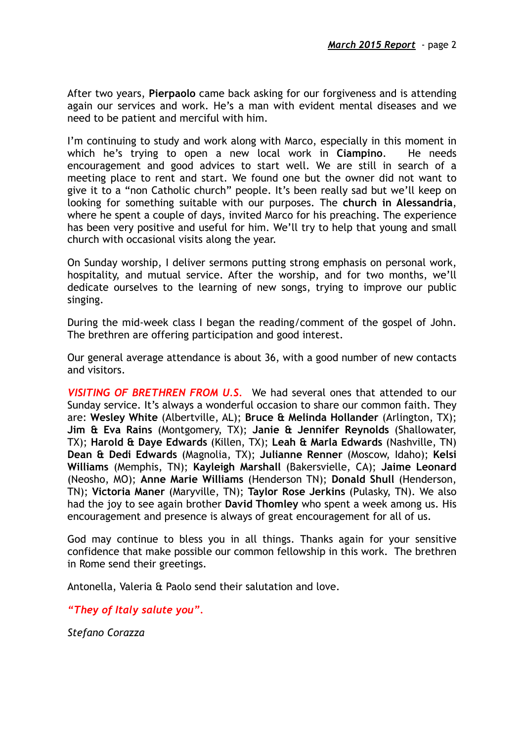After two years, **Pierpaolo** came back asking for our forgiveness and is attending again our services and work. He's a man with evident mental diseases and we need to be patient and merciful with him.

I'm continuing to study and work along with Marco, especially in this moment in which he's trying to open a new local work in **Ciampino**. He needs encouragement and good advices to start well. We are still in search of a meeting place to rent and start. We found one but the owner did not want to give it to a "non Catholic church" people. It's been really sad but we'll keep on looking for something suitable with our purposes. The **church in Alessandria**, where he spent a couple of days, invited Marco for his preaching. The experience has been very positive and useful for him. We'll try to help that young and small church with occasional visits along the year.

On Sunday worship, I deliver sermons putting strong emphasis on personal work, hospitality, and mutual service. After the worship, and for two months, we'll dedicate ourselves to the learning of new songs, trying to improve our public singing.

During the mid-week class I began the reading/comment of the gospel of John. The brethren are offering participation and good interest.

Our general average attendance is about 36, with a good number of new contacts and visitors.

***VISITING OF BRETHREN FROM U.S.*** We had several ones that attended to our Sunday service. It's always a wonderful occasion to share our common faith. They are: **Wesley White** (Albertville, AL); **Bruce & Melinda Hollander** (Arlington, TX); **Jim & Eva Rains** (Montgomery, TX); **Janie & Jennifer Reynolds** (Shallowater, TX); **Harold & Daye Edwards** (Killen, TX); **Leah & Marla Edwards** (Nashville, TN) **Dean & Dedi Edwards** (Magnolia, TX); **Julianne Renner** (Moscow, Idaho); **Kelsi Williams** (Memphis, TN); **Kayleigh Marshall** (Bakersvielle, CA); **Jaime Leonard** (Neosho, MO); **Anne Marie Williams** (Henderson TN); **Donald Shull** (Henderson, TN); **Victoria Maner** (Maryville, TN); **Taylor Rose Jerkins** (Pulasky, TN). We also had the joy to see again brother **David Thomley** who spent a week among us. His encouragement and presence is always of great encouragement for all of us.

God may continue to bless you in all things. Thanks again for your sensitive confidence that make possible our common fellowship in this work. The brethren in Rome send their greetings.

Antonella, Valeria & Paolo send their salutation and love.

***"They of Italy salute you".***

*Stefano Corazza*